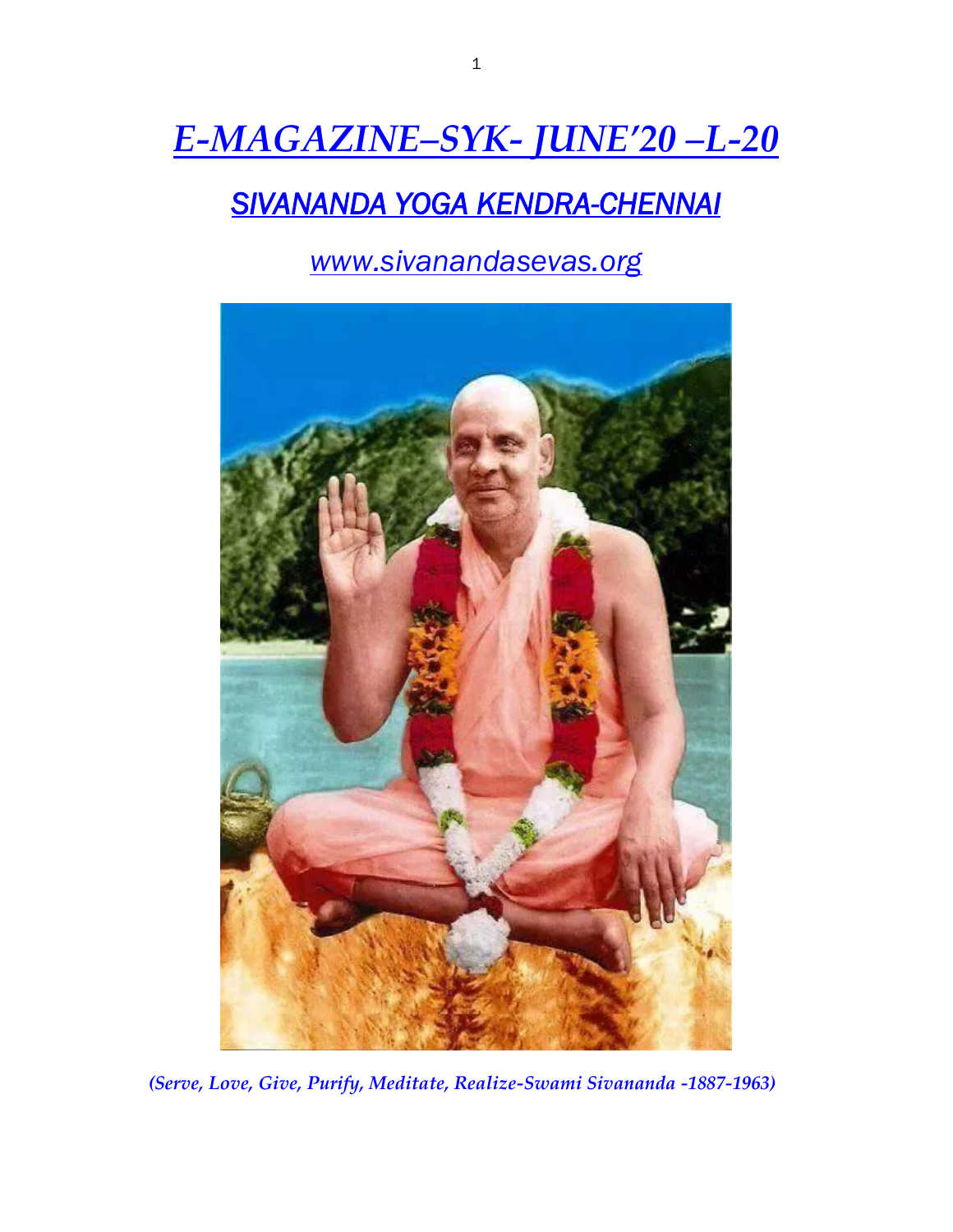# *E-MAGAZINE–SYK- JUNE'20 –L-20*

## *SIVANANDA YOGA KENDRA-CHENNAI*

*www.sivanandasevas.org*

***(Serve, Love, Give, Purify, Meditate, Realize-Swami Sivananda -1887-1963)***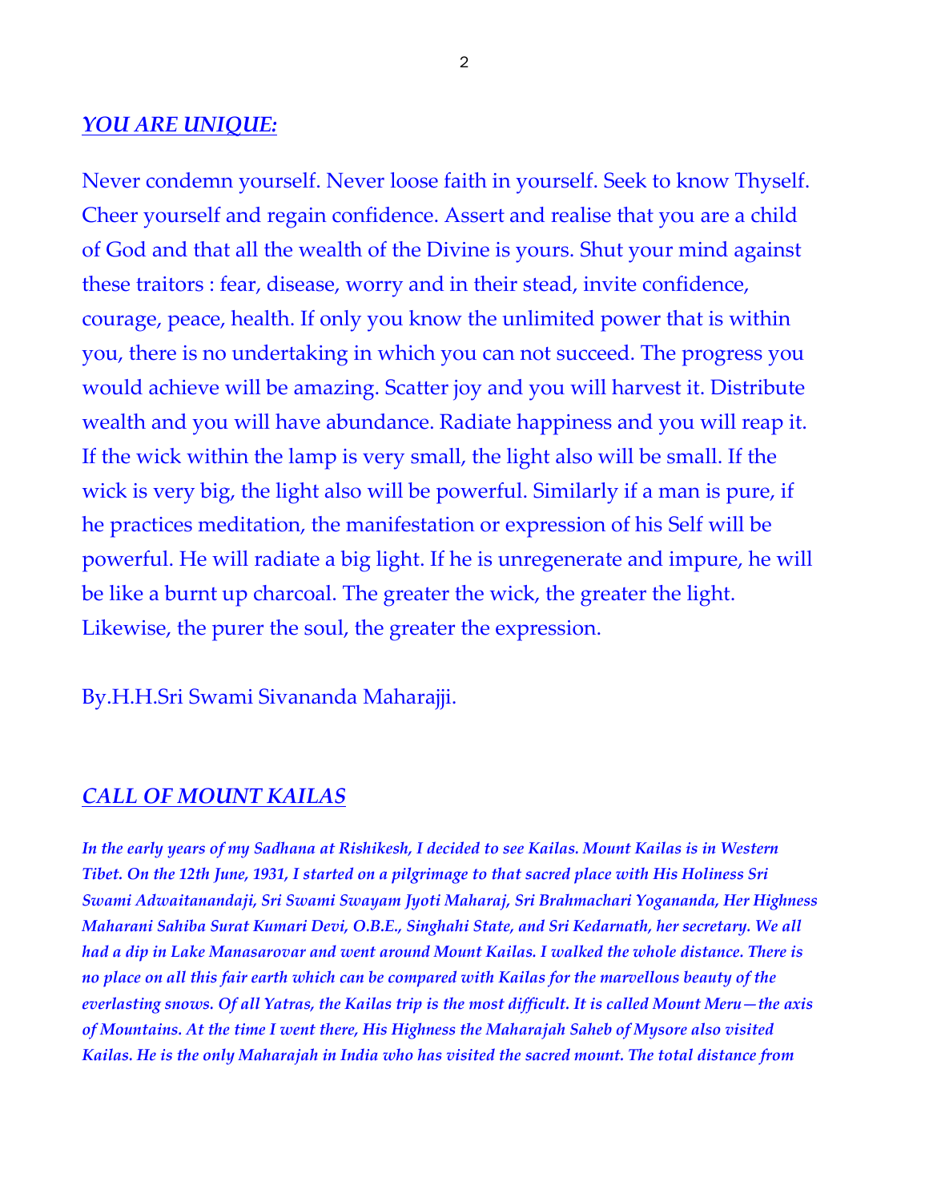## ***YOU ARE UNIQUE:***

Never condemn yourself. Never loose faith in yourself. Seek to know Thyself. Cheer yourself and regain confidence. Assert and realise that you are a child of God and that all the wealth of the Divine is yours. Shut your mind against these traitors : fear, disease, worry and in their stead, invite confidence, courage, peace, health. If only you know the unlimited power that is within you, there is no undertaking in which you can not succeed. The progress you would achieve will be amazing. Scatter joy and you will harvest it. Distribute wealth and you will have abundance. Radiate happiness and you will reap it. If the wick within the lamp is very small, the light also will be small. If the wick is very big, the light also will be powerful. Similarly if a man is pure, if he practices meditation, the manifestation or expression of his Self will be powerful. He will radiate a big light. If he is unregenerate and impure, he will be like a burnt up charcoal. The greater the wick, the greater the light. Likewise, the purer the soul, the greater the expression.

By.H.H.Sri Swami Sivananda Maharajji.

## ***CALL OF MOUNT KAILAS***

***In the early years of my Sadhana at Rishikesh, I decided to see Kailas. Mount Kailas is in Western Tibet. On the 12th June, 1931, I started on a pilgrimage to that sacred place with His Holiness Sri Swami Adwaitanandaji, Sri Swami Swayam Jyoti Maharaj, Sri Brahmachari Yogananda, Her Highness Maharani Sahiba Surat Kumari Devi, O.B.E., Singhahi State, and Sri Kedarnath, her secretary. We all had a dip in Lake Manasarovar and went around Mount Kailas. I walked the whole distance. There is no place on all this fair earth which can be compared with Kailas for the marvellous beauty of the everlasting snows. Of all Yatras, the Kailas trip is the most difficult. It is called Mount Meru—the axis of Mountains. At the time I went there, His Highness the Maharajah Saheb of Mysore also visited Kailas. He is the only Maharajah in India who has visited the sacred mount. The total distance from***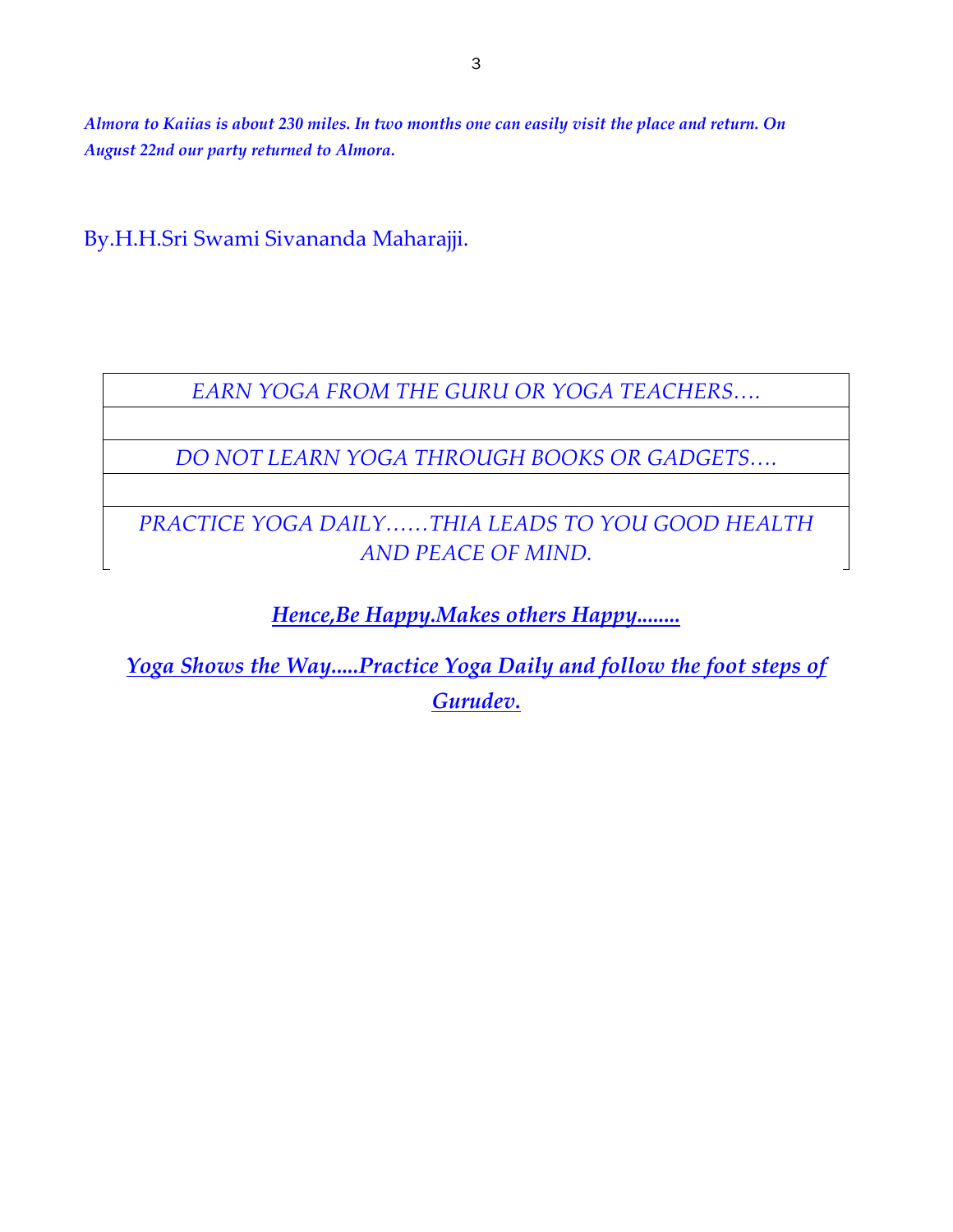***Almora to Kaiias is about 230 miles. In two months one can easily visit the place and return. On August 22nd our party returned to Almora.***

By.H.H.Sri Swami Sivananda Maharajji.

| *EARN YOGA FROM THE GURU OR YOGA TEACHERS….* |
|---|
| |
| *DO NOT LEARN YOGA THROUGH BOOKS OR GADGETS….* |
| |
| *PRACTICE YOGA DAILY……THIA LEADS TO YOU GOOD HEALTH AND PEACE OF MIND.* |

***Hence,Be Happy.Makes others Happy........***

***Yoga Shows the Way.....Practice Yoga Daily and follow the foot steps of Gurudev.***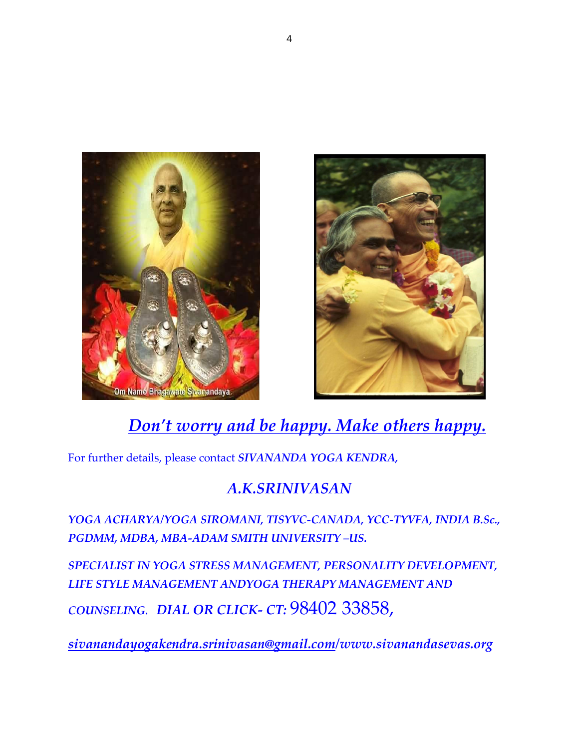***Don't worry and be happy. Make others happy.***

For further details, please contact ***SIVANANDA YOGA KENDRA,***

## *A.K.SRINIVASAN*

***YOGA ACHARYA/YOGA SIROMANI, TISYVC-CANADA, YCC-TYVFA, INDIA B.Sc., PGDMM, MDBA, MBA-ADAM SMITH UNIVERSITY –US.***

***SPECIALIST IN YOGA STRESS MANAGEMENT, PERSONALITY DEVELOPMENT, LIFE STYLE MANAGEMENT ANDYOGA THERAPY MANAGEMENT AND COUNSELING. DIAL OR CLICK- CT:*** 98402 33858,

***sivanandayogakendra.srinivasan@gmail.com/www.sivanandasevas.org***